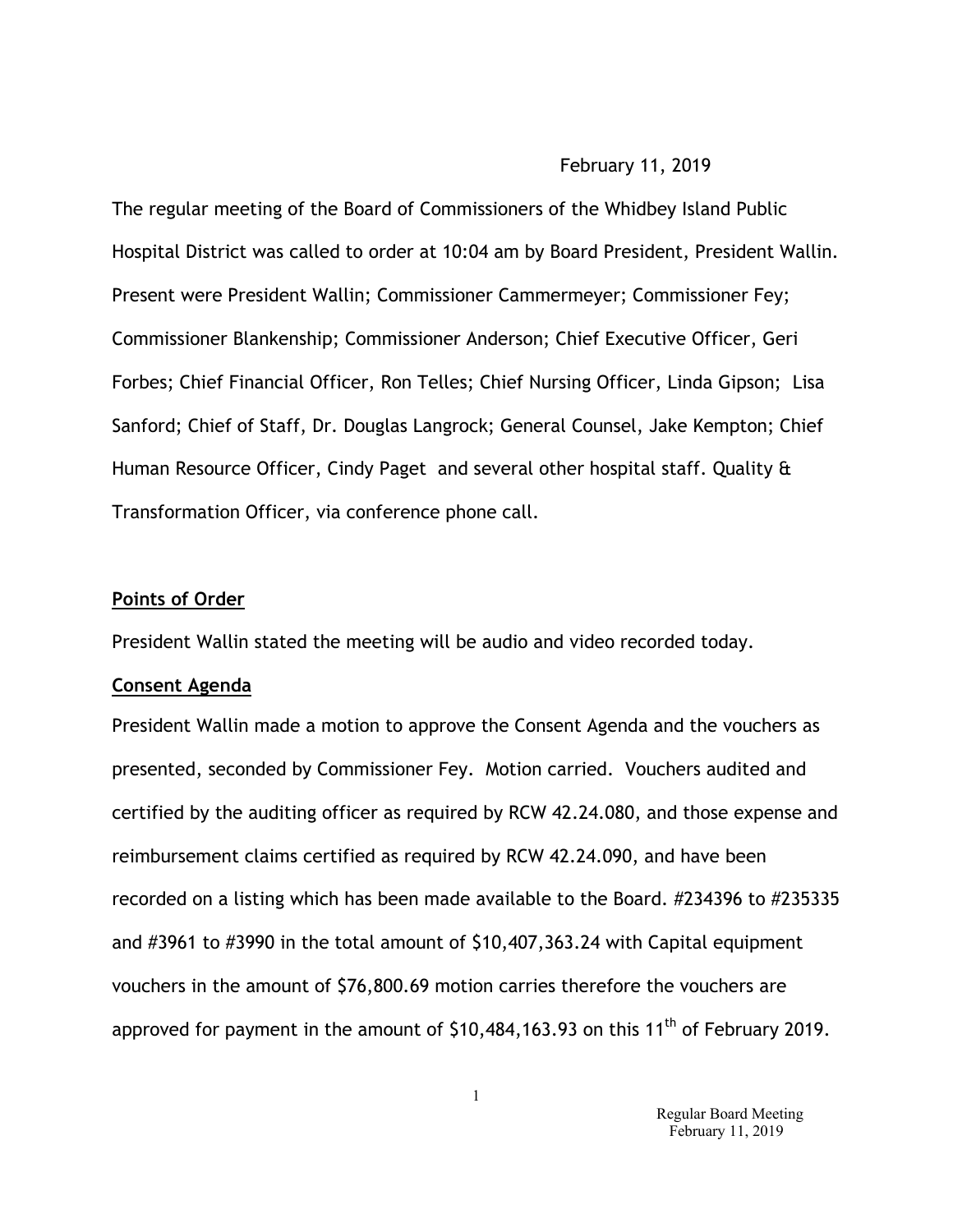February 11, 2019

The regular meeting of the Board of Commissioners of the Whidbey Island Public Hospital District was called to order at 10:04 am by Board President, President Wallin. Present were President Wallin; Commissioner Cammermeyer; Commissioner Fey; Commissioner Blankenship; Commissioner Anderson; Chief Executive Officer, Geri Forbes; Chief Financial Officer, Ron Telles; Chief Nursing Officer, Linda Gipson; Lisa Sanford; Chief of Staff, Dr. Douglas Langrock; General Counsel, Jake Kempton; Chief Human Resource Officer, Cindy Paget and several other hospital staff. Quality & Transformation Officer, via conference phone call.

**Points of Order**

President Wallin stated the meeting will be audio and video recorded today.

**Consent Agenda**

President Wallin made a motion to approve the Consent Agenda and the vouchers as presented, seconded by Commissioner Fey. Motion carried. Vouchers audited and certified by the auditing officer as required by RCW 42.24.080, and those expense and reimbursement claims certified as required by RCW 42.24.090, and have been recorded on a listing which has been made available to the Board. #234396 to #235335 and #3961 to #3990 in the total amount of $10,407,363.24 with Capital equipment vouchers in the amount of $76,800.69 motion carries therefore the vouchers are approved for payment in the amount of $10,484,163.93 on this 11th of February 2019.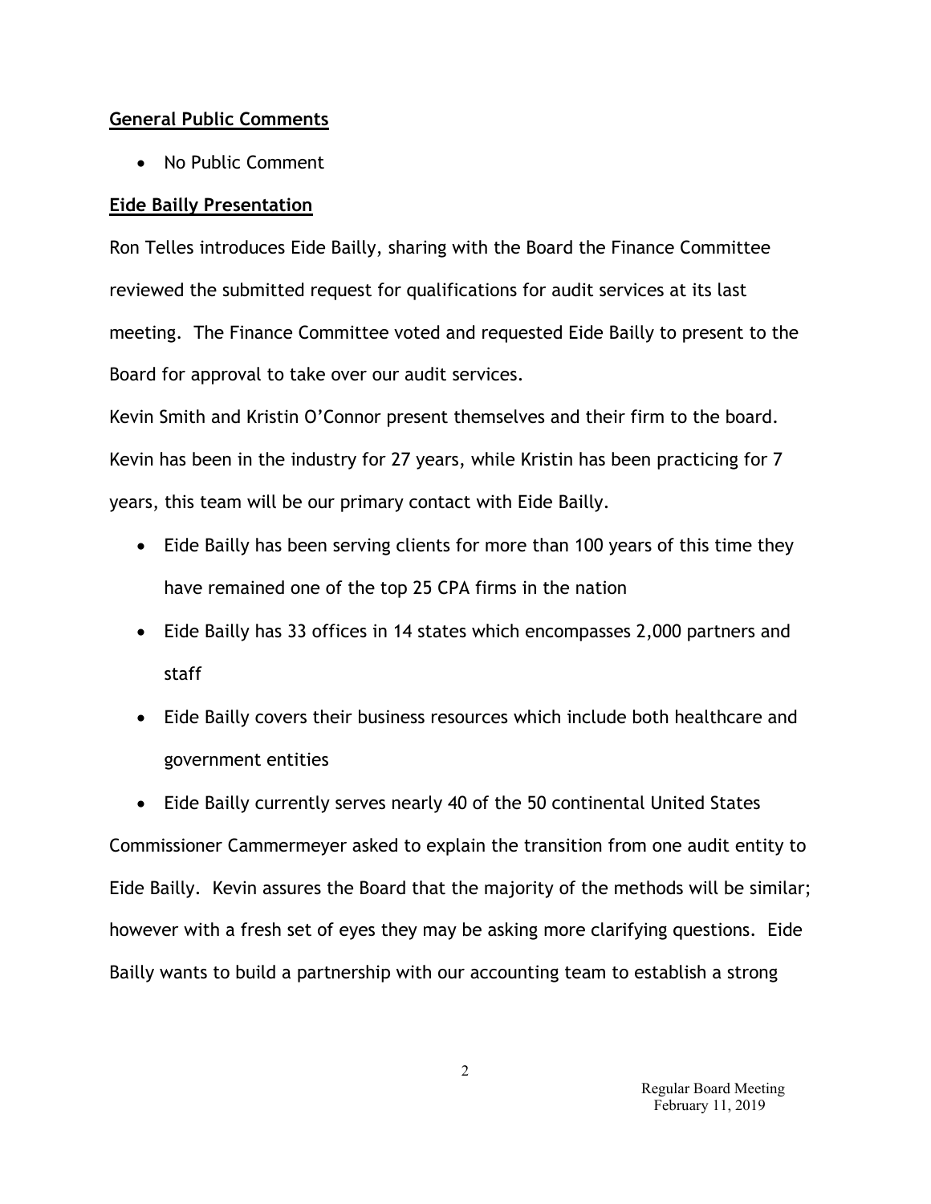**General Public Comments**

- No Public Comment

**Eide Bailly Presentation**

Ron Telles introduces Eide Bailly, sharing with the Board the Finance Committee reviewed the submitted request for qualifications for audit services at its last meeting. The Finance Committee voted and requested Eide Bailly to present to the Board for approval to take over our audit services.

Kevin Smith and Kristin O'Connor present themselves and their firm to the board. Kevin has been in the industry for 27 years, while Kristin has been practicing for 7 years, this team will be our primary contact with Eide Bailly.

- Eide Bailly has been serving clients for more than 100 years of this time they have remained one of the top 25 CPA firms in the nation
- Eide Bailly has 33 offices in 14 states which encompasses 2,000 partners and staff
- Eide Bailly covers their business resources which include both healthcare and government entities
- Eide Bailly currently serves nearly 40 of the 50 continental United States

Commissioner Cammermeyer asked to explain the transition from one audit entity to Eide Bailly. Kevin assures the Board that the majority of the methods will be similar; however with a fresh set of eyes they may be asking more clarifying questions. Eide Bailly wants to build a partnership with our accounting team to establish a strong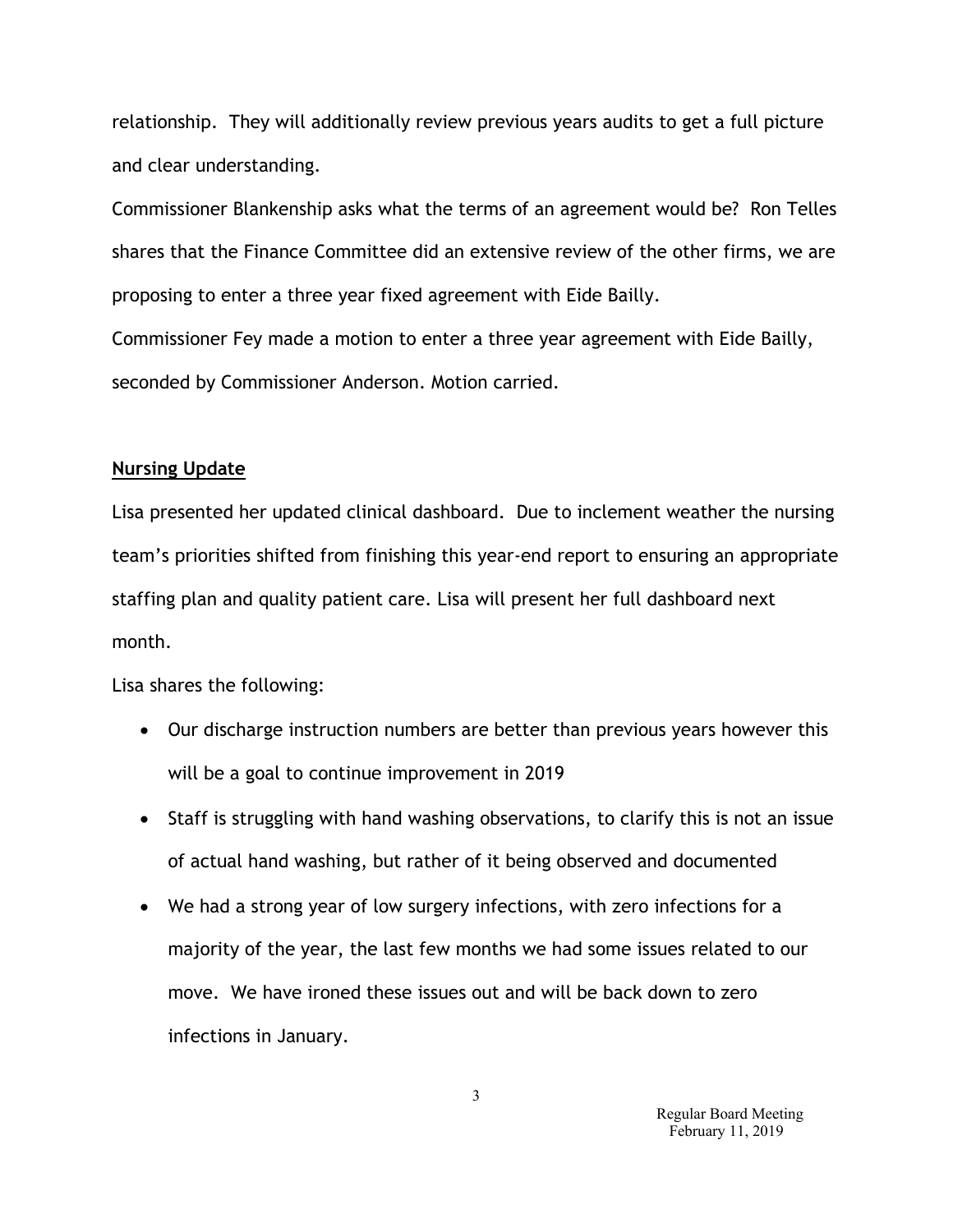relationship. They will additionally review previous years audits to get a full picture and clear understanding.

Commissioner Blankenship asks what the terms of an agreement would be? Ron Telles shares that the Finance Committee did an extensive review of the other firms, we are proposing to enter a three year fixed agreement with Eide Bailly.

Commissioner Fey made a motion to enter a three year agreement with Eide Bailly, seconded by Commissioner Anderson. Motion carried.

**Nursing Update**

Lisa presented her updated clinical dashboard. Due to inclement weather the nursing team's priorities shifted from finishing this year-end report to ensuring an appropriate staffing plan and quality patient care. Lisa will present her full dashboard next month.

Lisa shares the following:

- Our discharge instruction numbers are better than previous years however this will be a goal to continue improvement in 2019
- Staff is struggling with hand washing observations, to clarify this is not an issue of actual hand washing, but rather of it being observed and documented
- We had a strong year of low surgery infections, with zero infections for a majority of the year, the last few months we had some issues related to our move. We have ironed these issues out and will be back down to zero infections in January.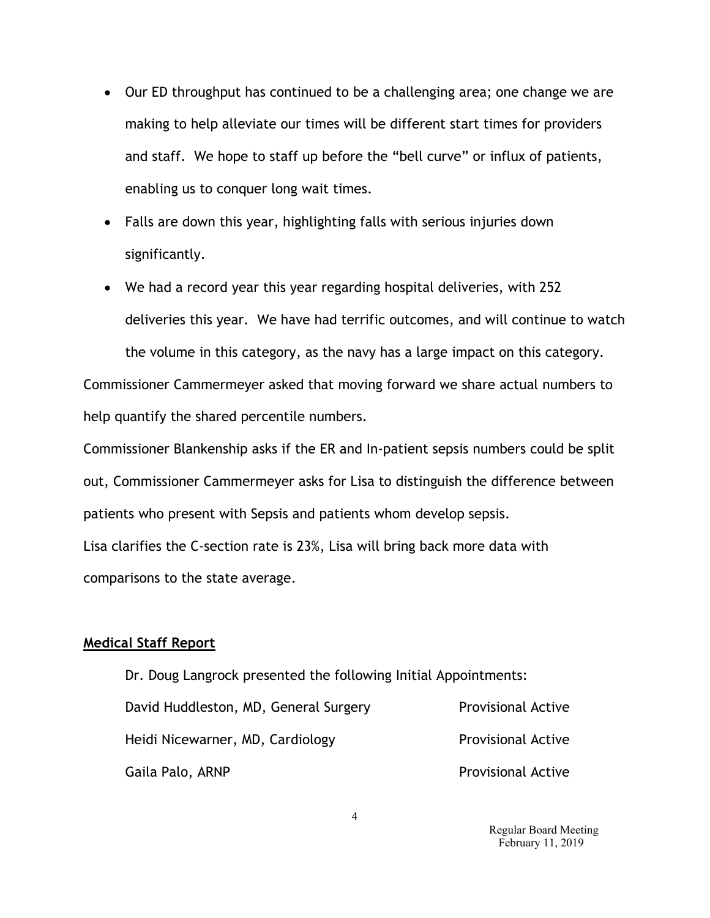- Our ED throughput has continued to be a challenging area; one change we are making to help alleviate our times will be different start times for providers and staff. We hope to staff up before the "bell curve" or influx of patients, enabling us to conquer long wait times.
- Falls are down this year, highlighting falls with serious injuries down significantly.
- We had a record year this year regarding hospital deliveries, with 252 deliveries this year. We have had terrific outcomes, and will continue to watch the volume in this category, as the navy has a large impact on this category.

Commissioner Cammermeyer asked that moving forward we share actual numbers to help quantify the shared percentile numbers.

Commissioner Blankenship asks if the ER and In-patient sepsis numbers could be split out, Commissioner Cammermeyer asks for Lisa to distinguish the difference between patients who present with Sepsis and patients whom develop sepsis.

Lisa clarifies the C-section rate is 23%, Lisa will bring back more data with comparisons to the state average.

**Medical Staff Report**

Dr. Doug Langrock presented the following Initial Appointments:

| | |
|---|---|
| David Huddleston, MD, General Surgery | Provisional Active |
| Heidi Nicewarner, MD, Cardiology | Provisional Active |
| Gaila Palo, ARNP | Provisional Active |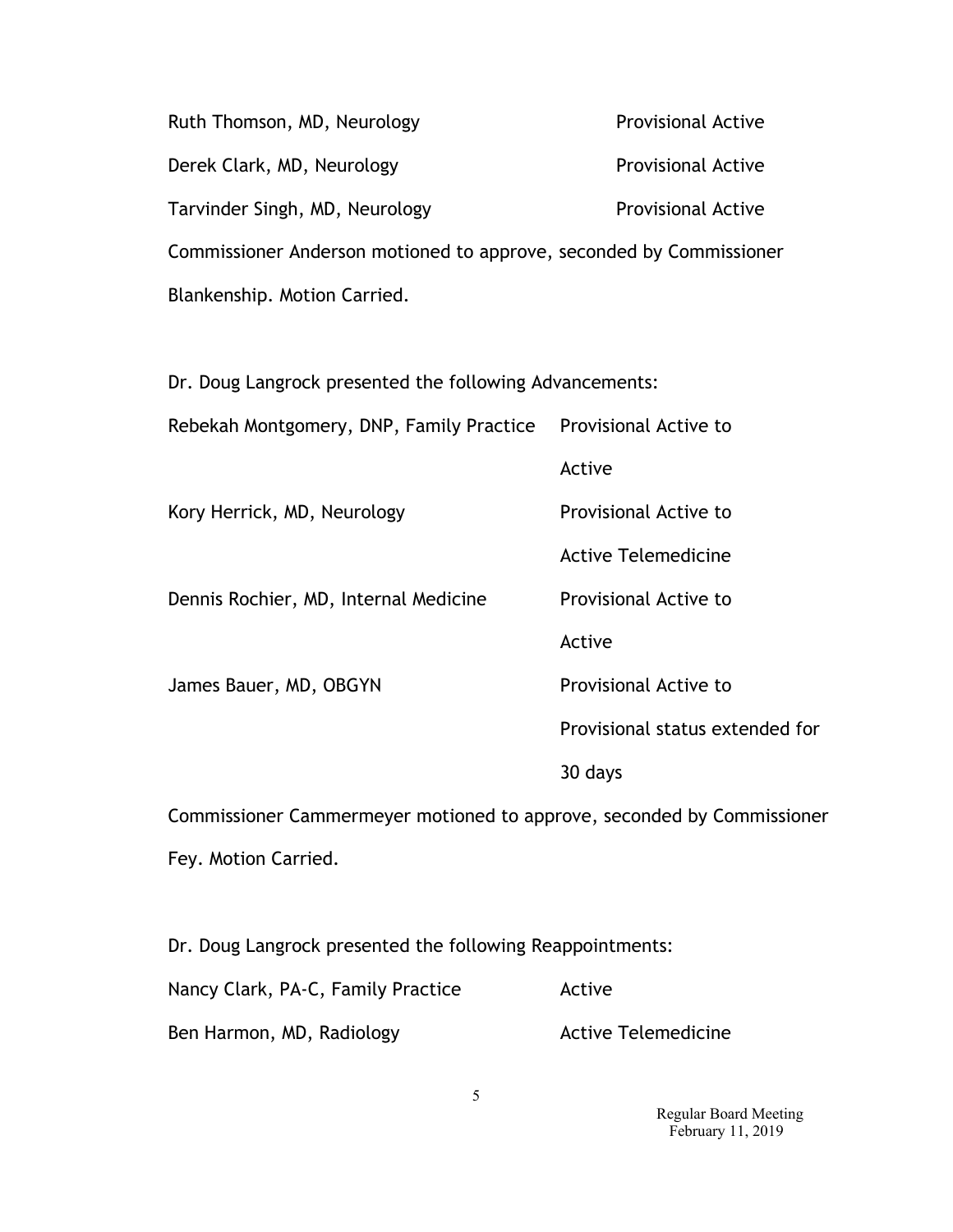| | |
|---|---|
| Ruth Thomson, MD, Neurology | Provisional Active |
| Derek Clark, MD, Neurology | Provisional Active |
| Tarvinder Singh, MD, Neurology | Provisional Active |

Commissioner Anderson motioned to approve, seconded by Commissioner Blankenship. Motion Carried.

Dr. Doug Langrock presented the following Advancements:

| | |
|---|---|
| Rebekah Montgomery, DNP, Family Practice | Provisional Active to Active |
| Kory Herrick, MD, Neurology | Provisional Active to Active Telemedicine |
| Dennis Rochier, MD, Internal Medicine | Provisional Active to Active |
| James Bauer, MD, OBGYN | Provisional Active to Provisional status extended for 30 days |

Commissioner Cammermeyer motioned to approve, seconded by Commissioner Fey. Motion Carried.

Dr. Doug Langrock presented the following Reappointments:

| | |
|---|---|
| Nancy Clark, PA-C, Family Practice | Active |
| Ben Harmon, MD, Radiology | Active Telemedicine |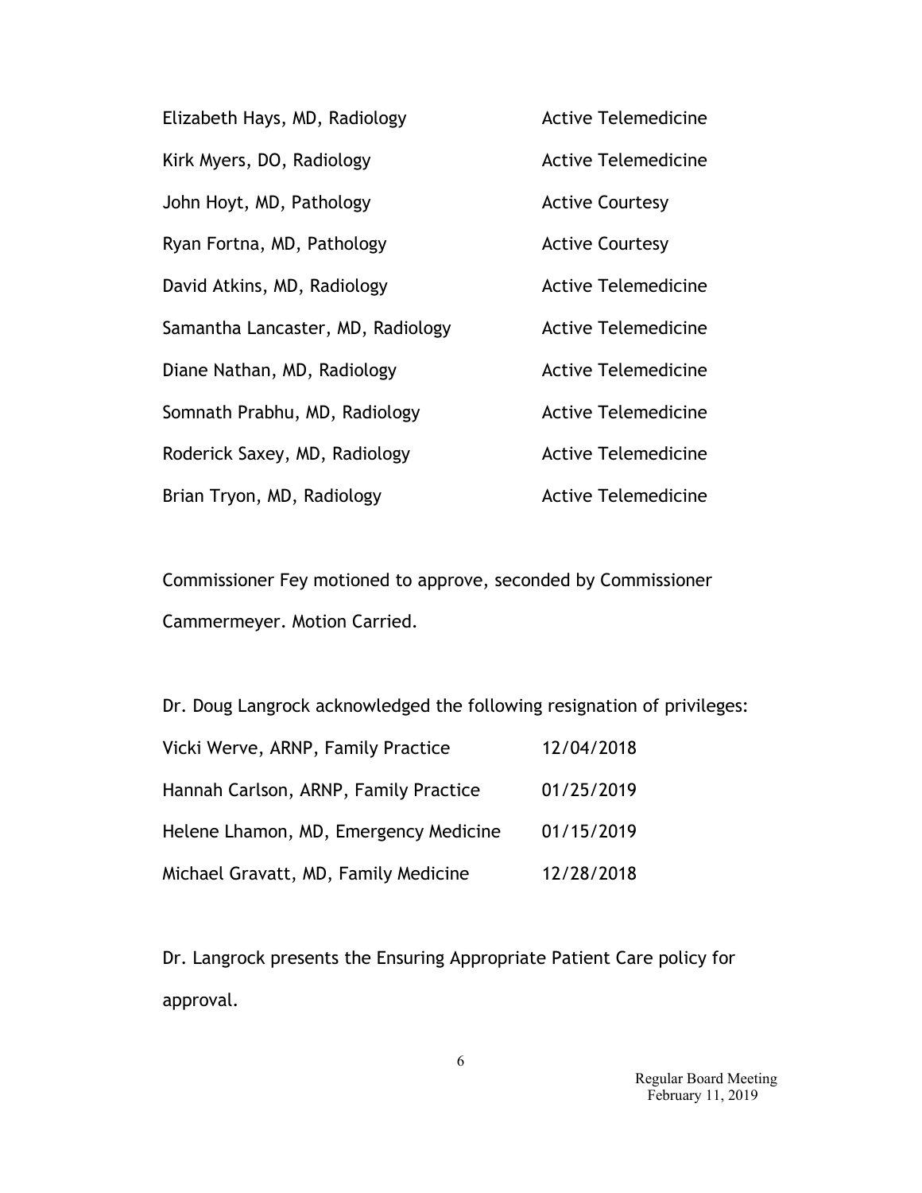| | |
|---|---|
| Elizabeth Hays, MD, Radiology | Active Telemedicine |
| Kirk Myers, DO, Radiology | Active Telemedicine |
| John Hoyt, MD, Pathology | Active Courtesy |
| Ryan Fortna, MD, Pathology | Active Courtesy |
| David Atkins, MD, Radiology | Active Telemedicine |
| Samantha Lancaster, MD, Radiology | Active Telemedicine |
| Diane Nathan, MD, Radiology | Active Telemedicine |
| Somnath Prabhu, MD, Radiology | Active Telemedicine |
| Roderick Saxey, MD, Radiology | Active Telemedicine |
| Brian Tryon, MD, Radiology | Active Telemedicine |

Commissioner Fey motioned to approve, seconded by Commissioner Cammermeyer. Motion Carried.

Dr. Doug Langrock acknowledged the following resignation of privileges:

| | |
|---|---|
| Vicki Werve, ARNP, Family Practice | 12/04/2018 |
| Hannah Carlson, ARNP, Family Practice | 01/25/2019 |
| Helene Lhamon, MD, Emergency Medicine | 01/15/2019 |
| Michael Gravatt, MD, Family Medicine | 12/28/2018 |

Dr. Langrock presents the Ensuring Appropriate Patient Care policy for approval.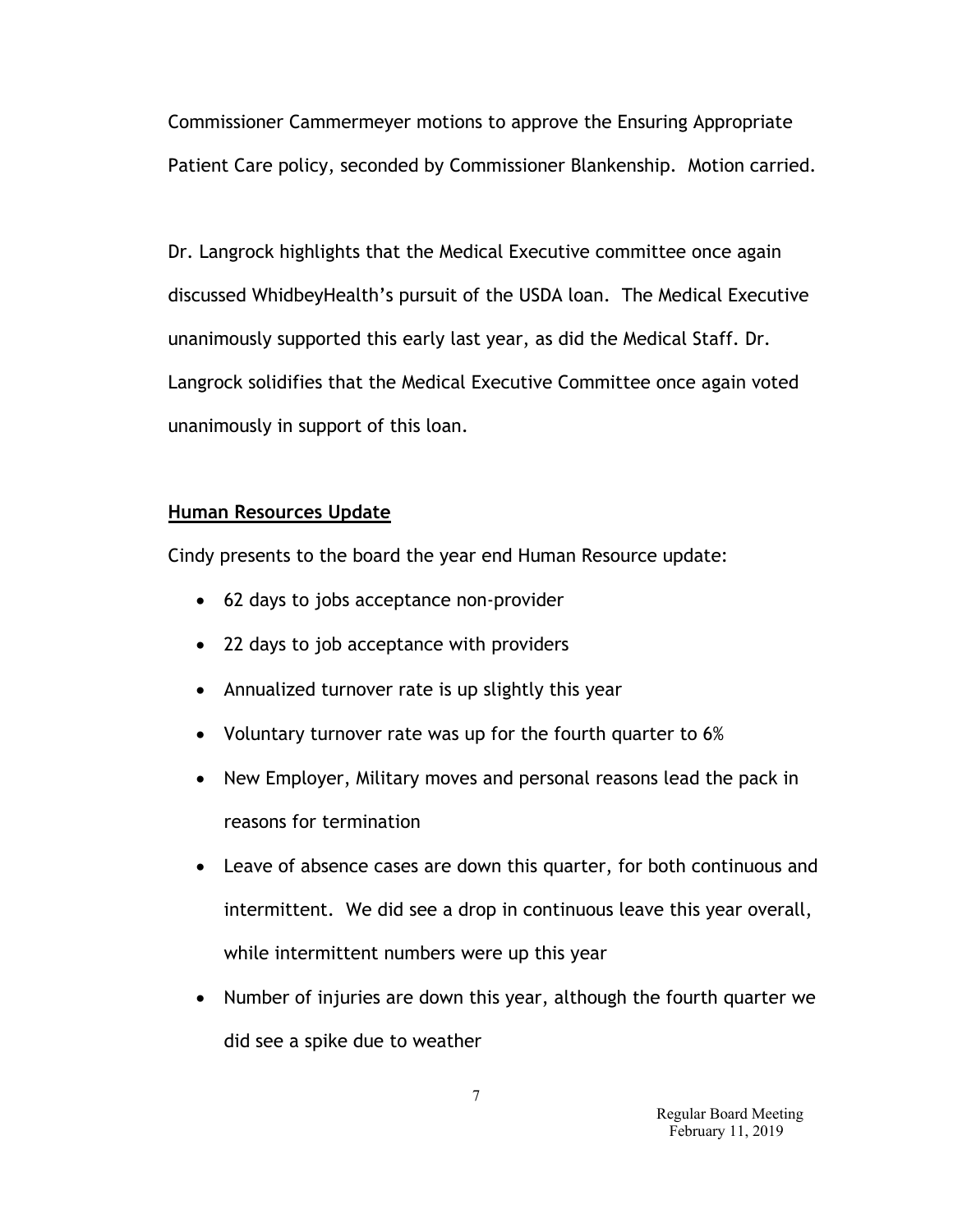Commissioner Cammermeyer motions to approve the Ensuring Appropriate Patient Care policy, seconded by Commissioner Blankenship. Motion carried.

Dr. Langrock highlights that the Medical Executive committee once again discussed WhidbeyHealth's pursuit of the USDA loan. The Medical Executive unanimously supported this early last year, as did the Medical Staff. Dr. Langrock solidifies that the Medical Executive Committee once again voted unanimously in support of this loan.

## Human Resources Update

Cindy presents to the board the year end Human Resource update:

- 62 days to jobs acceptance non-provider
- 22 days to job acceptance with providers
- Annualized turnover rate is up slightly this year
- Voluntary turnover rate was up for the fourth quarter to 6%
- New Employer, Military moves and personal reasons lead the pack in reasons for termination
- Leave of absence cases are down this quarter, for both continuous and intermittent. We did see a drop in continuous leave this year overall, while intermittent numbers were up this year
- Number of injuries are down this year, although the fourth quarter we did see a spike due to weather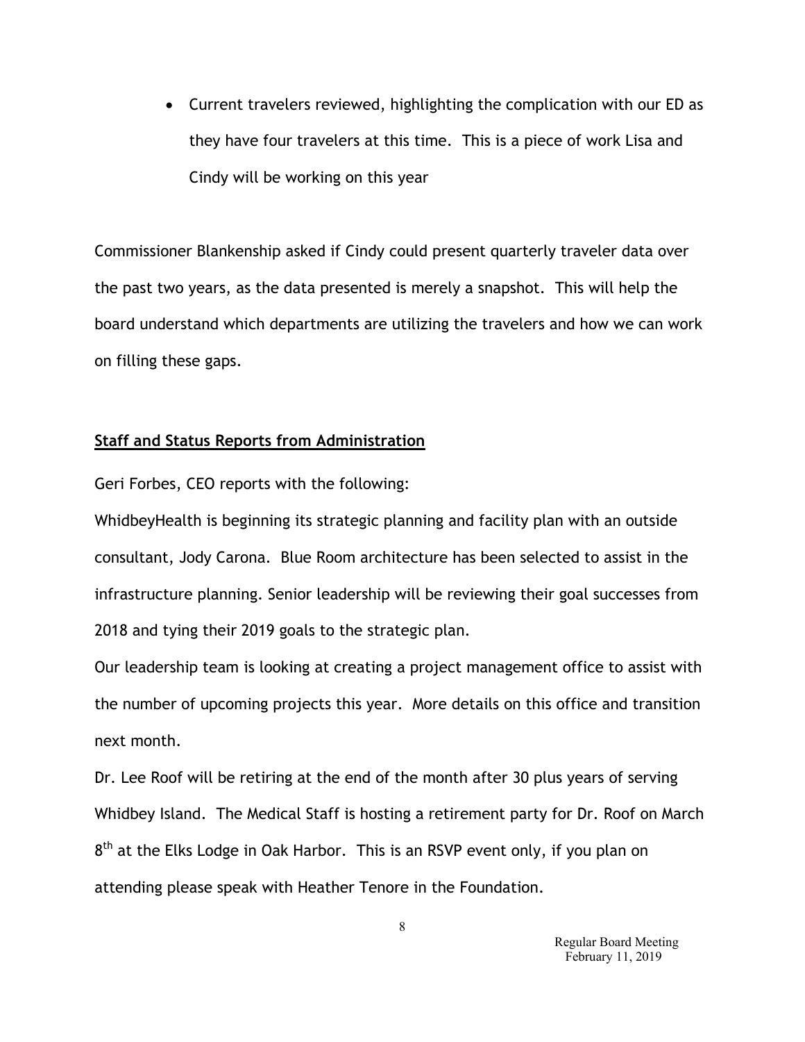- Current travelers reviewed, highlighting the complication with our ED as they have four travelers at this time. This is a piece of work Lisa and Cindy will be working on this year

Commissioner Blankenship asked if Cindy could present quarterly traveler data over the past two years, as the data presented is merely a snapshot. This will help the board understand which departments are utilizing the travelers and how we can work on filling these gaps.

**Staff and Status Reports from Administration**

Geri Forbes, CEO reports with the following:

WhidbeyHealth is beginning its strategic planning and facility plan with an outside consultant, Jody Carona. Blue Room architecture has been selected to assist in the infrastructure planning. Senior leadership will be reviewing their goal successes from 2018 and tying their 2019 goals to the strategic plan.

Our leadership team is looking at creating a project management office to assist with the number of upcoming projects this year. More details on this office and transition next month.

Dr. Lee Roof will be retiring at the end of the month after 30 plus years of serving Whidbey Island. The Medical Staff is hosting a retirement party for Dr. Roof on March 8th at the Elks Lodge in Oak Harbor. This is an RSVP event only, if you plan on attending please speak with Heather Tenore in the Foundation.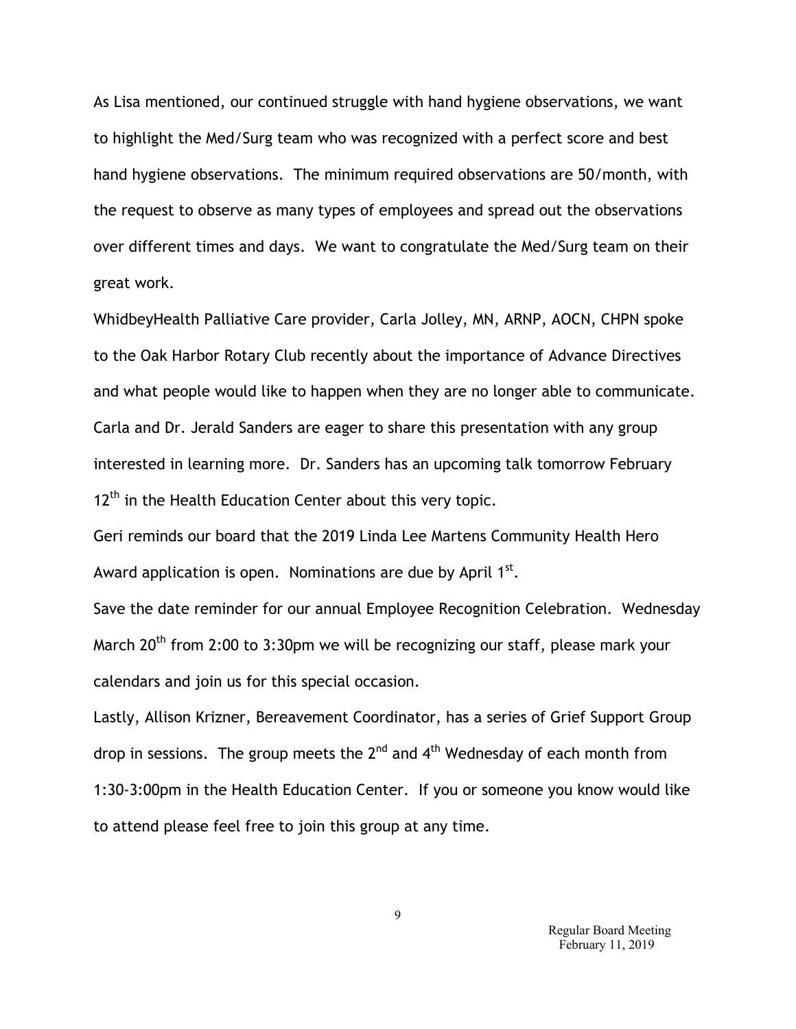As Lisa mentioned, our continued struggle with hand hygiene observations, we want to highlight the Med/Surg team who was recognized with a perfect score and best hand hygiene observations. The minimum required observations are 50/month, with the request to observe as many types of employees and spread out the observations over different times and days. We want to congratulate the Med/Surg team on their great work.

WhidbeyHealth Palliative Care provider, Carla Jolley, MN, ARNP, AOCN, CHPN spoke to the Oak Harbor Rotary Club recently about the importance of Advance Directives and what people would like to happen when they are no longer able to communicate. Carla and Dr. Jerald Sanders are eager to share this presentation with any group interested in learning more. Dr. Sanders has an upcoming talk tomorrow February 12th in the Health Education Center about this very topic.

Geri reminds our board that the 2019 Linda Lee Martens Community Health Hero Award application is open. Nominations are due by April 1st.

Save the date reminder for our annual Employee Recognition Celebration. Wednesday March 20th from 2:00 to 3:30pm we will be recognizing our staff, please mark your calendars and join us for this special occasion.

Lastly, Allison Krizner, Bereavement Coordinator, has a series of Grief Support Group drop in sessions. The group meets the 2nd and 4th Wednesday of each month from 1:30-3:00pm in the Health Education Center. If you or someone you know would like to attend please feel free to join this group at any time.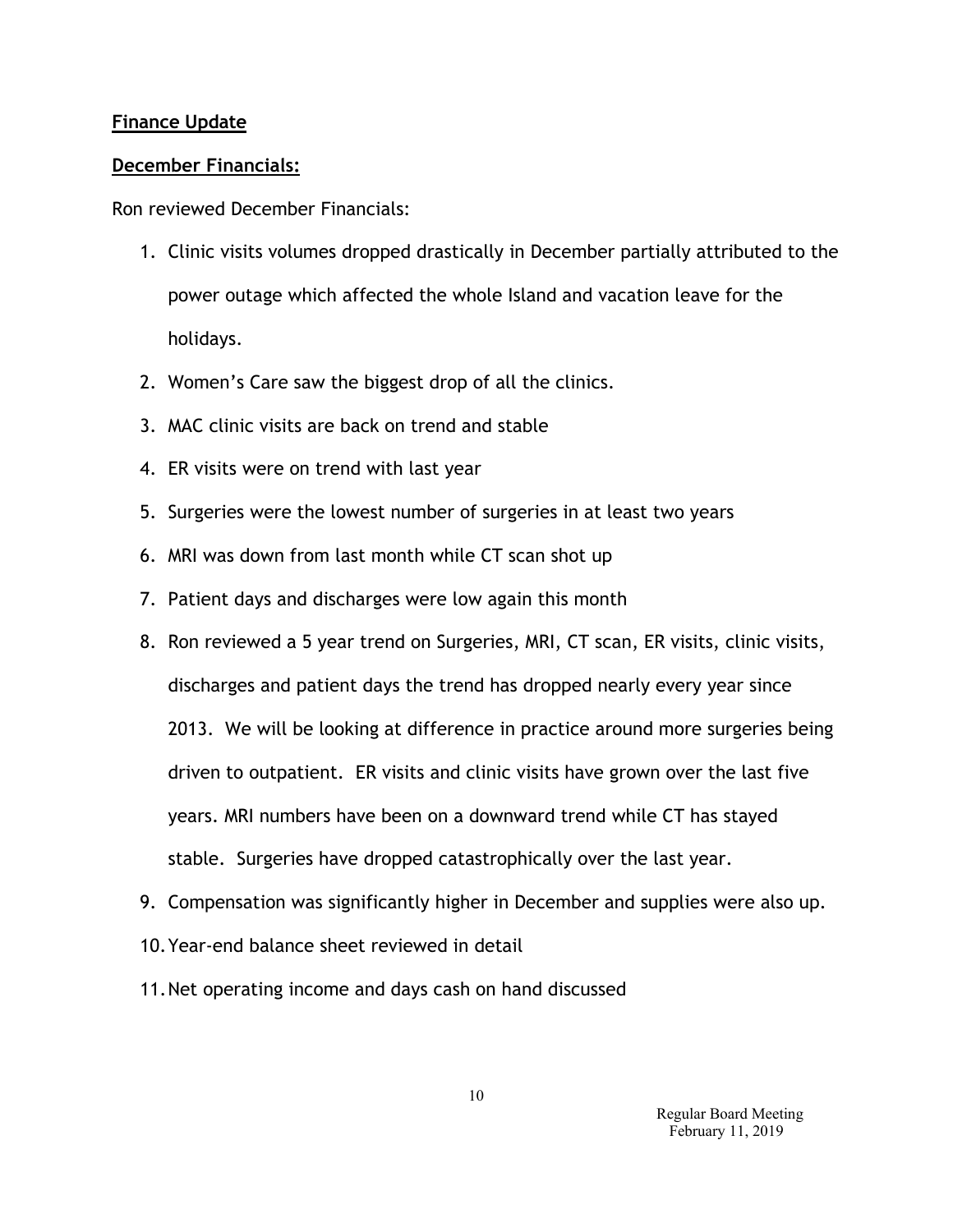## Finance Update

### December Financials:

Ron reviewed December Financials:

1. Clinic visits volumes dropped drastically in December partially attributed to the power outage which affected the whole Island and vacation leave for the holidays.
2. Women's Care saw the biggest drop of all the clinics.
3. MAC clinic visits are back on trend and stable
4. ER visits were on trend with last year
5. Surgeries were the lowest number of surgeries in at least two years
6. MRI was down from last month while CT scan shot up
7. Patient days and discharges were low again this month
8. Ron reviewed a 5 year trend on Surgeries, MRI, CT scan, ER visits, clinic visits, discharges and patient days the trend has dropped nearly every year since 2013. We will be looking at difference in practice around more surgeries being driven to outpatient. ER visits and clinic visits have grown over the last five years. MRI numbers have been on a downward trend while CT has stayed stable. Surgeries have dropped catastrophically over the last year.
9. Compensation was significantly higher in December and supplies were also up.
10. Year-end balance sheet reviewed in detail
11. Net operating income and days cash on hand discussed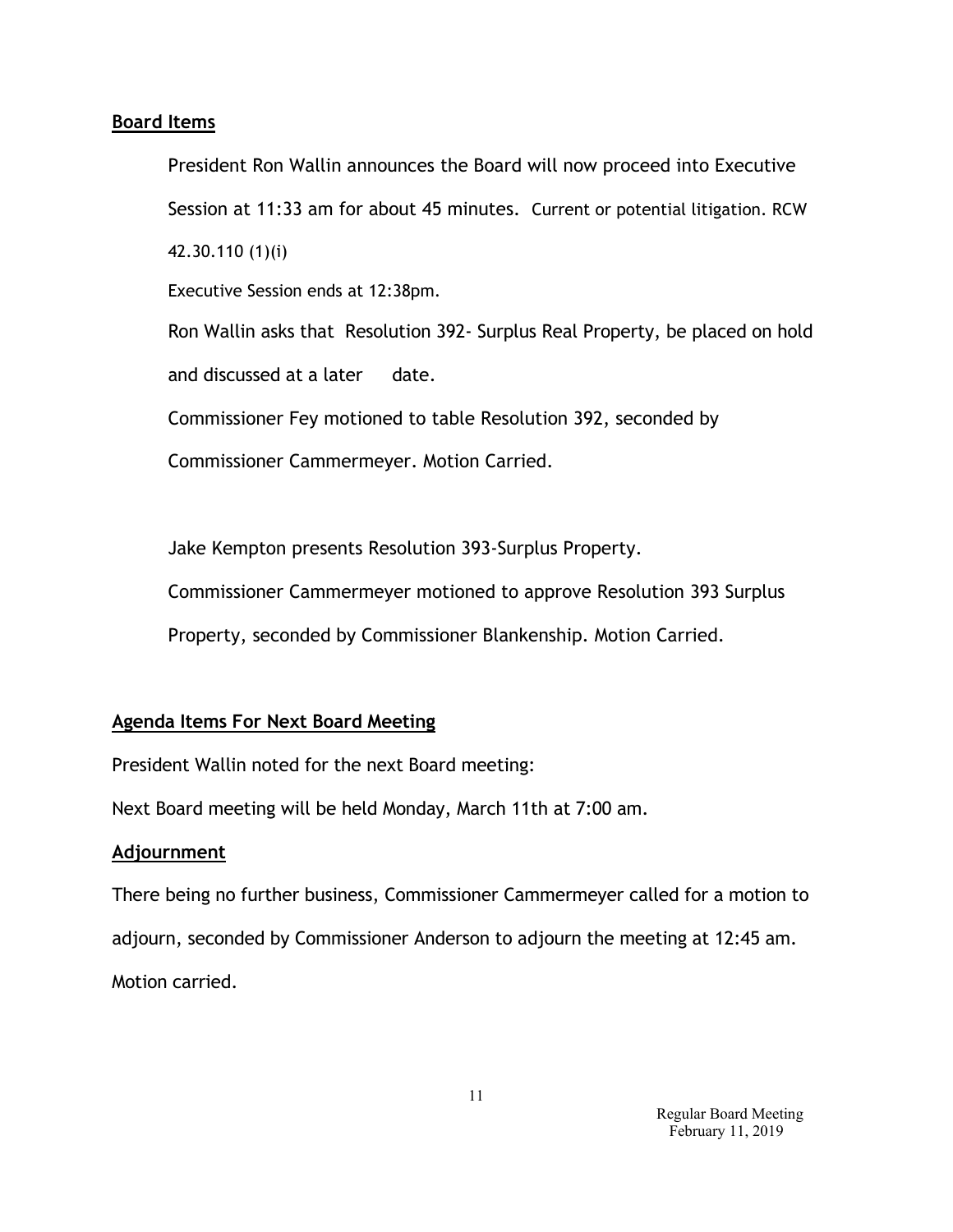## Board Items

President Ron Wallin announces the Board will now proceed into Executive Session at 11:33 am for about 45 minutes. Current or potential litigation. RCW 42.30.110 (1)(i)

Executive Session ends at 12:38pm.

Ron Wallin asks that Resolution 392- Surplus Real Property, be placed on hold and discussed at a later date.

Commissioner Fey motioned to table Resolution 392, seconded by Commissioner Cammermeyer. Motion Carried.

Jake Kempton presents Resolution 393-Surplus Property.

Commissioner Cammermeyer motioned to approve Resolution 393 Surplus Property, seconded by Commissioner Blankenship. Motion Carried.

## Agenda Items For Next Board Meeting

President Wallin noted for the next Board meeting:

Next Board meeting will be held Monday, March 11th at 7:00 am.

## Adjournment

There being no further business, Commissioner Cammermeyer called for a motion to adjourn, seconded by Commissioner Anderson to adjourn the meeting at 12:45 am. Motion carried.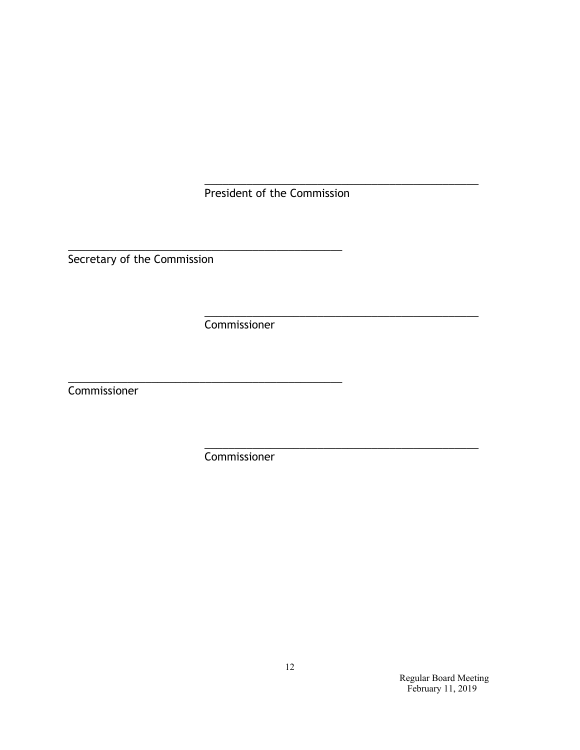\_\_\_\_\_\_\_\_\_\_\_\_\_\_\_\_\_\_\_\_\_\_\_\_\_\_\_\_\_\_\_\_\_\_\_\_\_\_\_\_\_\_\_\_\_\_\_\_

President of the Commission

\_\_\_\_\_\_\_\_\_\_\_\_\_\_\_\_\_\_\_\_\_\_\_\_\_\_\_\_\_\_\_\_\_\_\_\_\_\_\_\_\_\_\_\_\_\_\_\_

Secretary of the Commission

\_\_\_\_\_\_\_\_\_\_\_\_\_\_\_\_\_\_\_\_\_\_\_\_\_\_\_\_\_\_\_\_\_\_\_\_\_\_\_\_\_\_\_\_\_\_\_\_

Commissioner

\_\_\_\_\_\_\_\_\_\_\_\_\_\_\_\_\_\_\_\_\_\_\_\_\_\_\_\_\_\_\_\_\_\_\_\_\_\_\_\_\_\_\_\_\_\_\_\_

Commissioner

\_\_\_\_\_\_\_\_\_\_\_\_\_\_\_\_\_\_\_\_\_\_\_\_\_\_\_\_\_\_\_\_\_\_\_\_\_\_\_\_\_\_\_\_\_\_\_\_

Commissioner